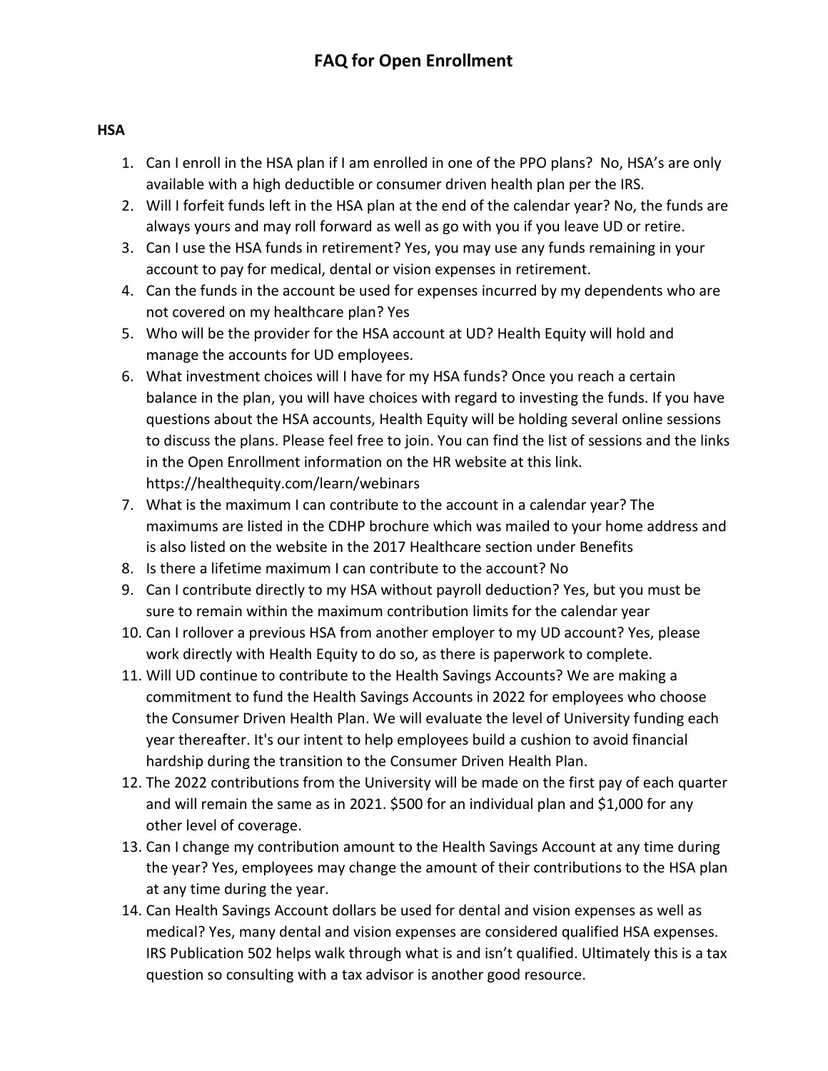# FAQ for Open Enrollment

**HSA**

1. Can I enroll in the HSA plan if I am enrolled in one of the PPO plans? No, HSA's are only available with a high deductible or consumer driven health plan per the IRS.
2. Will I forfeit funds left in the HSA plan at the end of the calendar year? No, the funds are always yours and may roll forward as well as go with you if you leave UD or retire.
3. Can I use the HSA funds in retirement? Yes, you may use any funds remaining in your account to pay for medical, dental or vision expenses in retirement.
4. Can the funds in the account be used for expenses incurred by my dependents who are not covered on my healthcare plan? Yes
5. Who will be the provider for the HSA account at UD? Health Equity will hold and manage the accounts for UD employees.
6. What investment choices will I have for my HSA funds? Once you reach a certain balance in the plan, you will have choices with regard to investing the funds. If you have questions about the HSA accounts, Health Equity will be holding several online sessions to discuss the plans. Please feel free to join. You can find the list of sessions and the links in the Open Enrollment information on the HR website at this link. https://healthequity.com/learn/webinars
7. What is the maximum I can contribute to the account in a calendar year? The maximums are listed in the CDHP brochure which was mailed to your home address and is also listed on the website in the 2017 Healthcare section under Benefits
8. Is there a lifetime maximum I can contribute to the account? No
9. Can I contribute directly to my HSA without payroll deduction? Yes, but you must be sure to remain within the maximum contribution limits for the calendar year
10. Can I rollover a previous HSA from another employer to my UD account? Yes, please work directly with Health Equity to do so, as there is paperwork to complete.
11. Will UD continue to contribute to the Health Savings Accounts? We are making a commitment to fund the Health Savings Accounts in 2022 for employees who choose the Consumer Driven Health Plan. We will evaluate the level of University funding each year thereafter. It's our intent to help employees build a cushion to avoid financial hardship during the transition to the Consumer Driven Health Plan.
12. The 2022 contributions from the University will be made on the first pay of each quarter and will remain the same as in 2021. $500 for an individual plan and $1,000 for any other level of coverage.
13. Can I change my contribution amount to the Health Savings Account at any time during the year? Yes, employees may change the amount of their contributions to the HSA plan at any time during the year.
14. Can Health Savings Account dollars be used for dental and vision expenses as well as medical? Yes, many dental and vision expenses are considered qualified HSA expenses. IRS Publication 502 helps walk through what is and isn't qualified. Ultimately this is a tax question so consulting with a tax advisor is another good resource.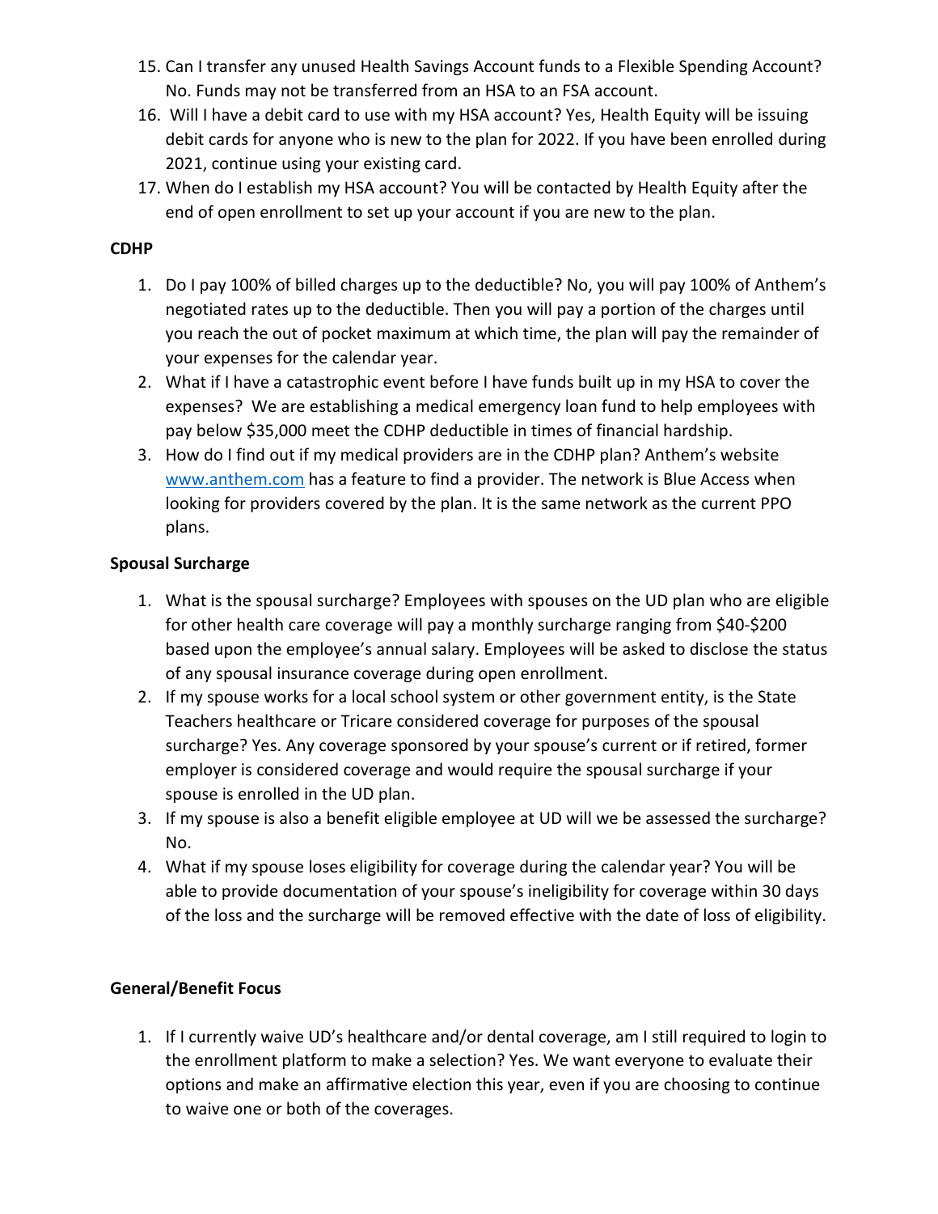15. Can I transfer any unused Health Savings Account funds to a Flexible Spending Account? No. Funds may not be transferred from an HSA to an FSA account.
16. Will I have a debit card to use with my HSA account? Yes, Health Equity will be issuing debit cards for anyone who is new to the plan for 2022. If you have been enrolled during 2021, continue using your existing card.
17. When do I establish my HSA account? You will be contacted by Health Equity after the end of open enrollment to set up your account if you are new to the plan.

**CDHP**

1. Do I pay 100% of billed charges up to the deductible? No, you will pay 100% of Anthem's negotiated rates up to the deductible. Then you will pay a portion of the charges until you reach the out of pocket maximum at which time, the plan will pay the remainder of your expenses for the calendar year.
2. What if I have a catastrophic event before I have funds built up in my HSA to cover the expenses? We are establishing a medical emergency loan fund to help employees with pay below $35,000 meet the CDHP deductible in times of financial hardship.
3. How do I find out if my medical providers are in the CDHP plan? Anthem's website [www.anthem.com](http://www.anthem.com) has a feature to find a provider. The network is Blue Access when looking for providers covered by the plan. It is the same network as the current PPO plans.

**Spousal Surcharge**

1. What is the spousal surcharge? Employees with spouses on the UD plan who are eligible for other health care coverage will pay a monthly surcharge ranging from $40-$200 based upon the employee's annual salary. Employees will be asked to disclose the status of any spousal insurance coverage during open enrollment.
2. If my spouse works for a local school system or other government entity, is the State Teachers healthcare or Tricare considered coverage for purposes of the spousal surcharge? Yes. Any coverage sponsored by your spouse's current or if retired, former employer is considered coverage and would require the spousal surcharge if your spouse is enrolled in the UD plan.
3. If my spouse is also a benefit eligible employee at UD will we be assessed the surcharge? No.
4. What if my spouse loses eligibility for coverage during the calendar year? You will be able to provide documentation of your spouse's ineligibility for coverage within 30 days of the loss and the surcharge will be removed effective with the date of loss of eligibility.

**General/Benefit Focus**

1. If I currently waive UD's healthcare and/or dental coverage, am I still required to login to the enrollment platform to make a selection? Yes. We want everyone to evaluate their options and make an affirmative election this year, even if you are choosing to continue to waive one or both of the coverages.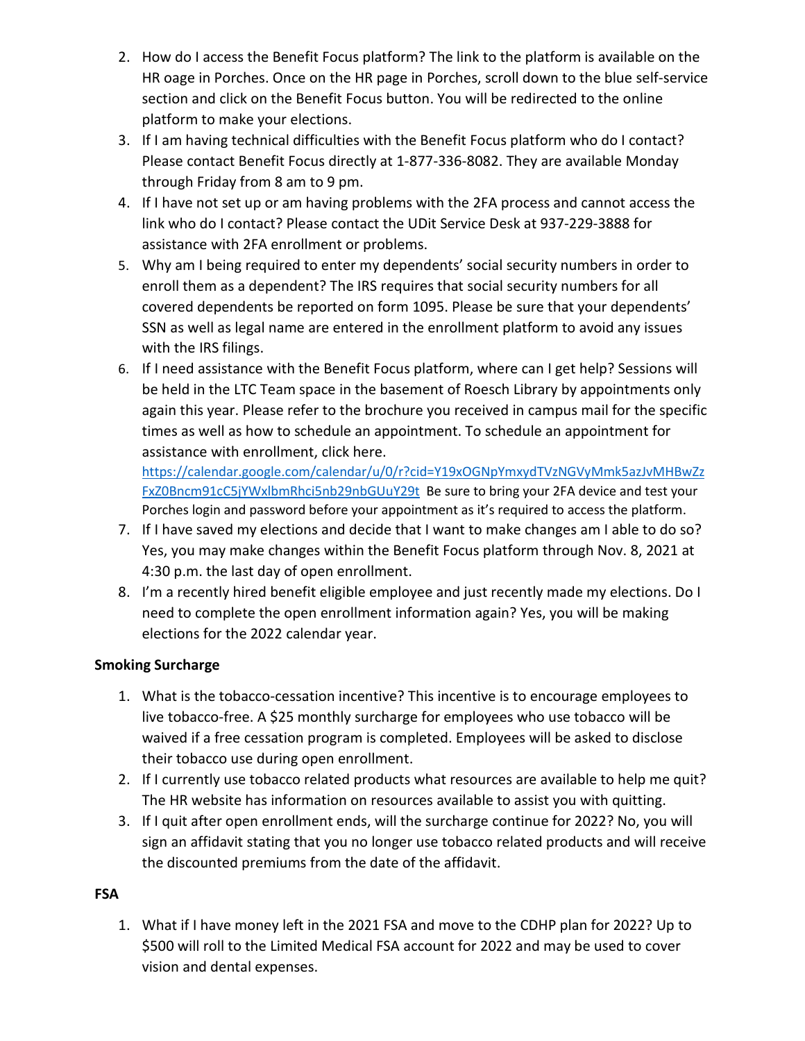2. How do I access the Benefit Focus platform? The link to the platform is available on the HR oage in Porches. Once on the HR page in Porches, scroll down to the blue self-service section and click on the Benefit Focus button. You will be redirected to the online platform to make your elections.
3. If I am having technical difficulties with the Benefit Focus platform who do I contact? Please contact Benefit Focus directly at 1-877-336-8082. They are available Monday through Friday from 8 am to 9 pm.
4. If I have not set up or am having problems with the 2FA process and cannot access the link who do I contact? Please contact the UDit Service Desk at 937-229-3888 for assistance with 2FA enrollment or problems.
5. Why am I being required to enter my dependents' social security numbers in order to enroll them as a dependent? The IRS requires that social security numbers for all covered dependents be reported on form 1095. Please be sure that your dependents' SSN as well as legal name are entered in the enrollment platform to avoid any issues with the IRS filings.
6. If I need assistance with the Benefit Focus platform, where can I get help? Sessions will be held in the LTC Team space in the basement of Roesch Library by appointments only again this year. Please refer to the brochure you received in campus mail for the specific times as well as how to schedule an appointment. To schedule an appointment for assistance with enrollment, click here. https://calendar.google.com/calendar/u/0/r?cid=Y19xOGNpYmxydTVzNGVyMmk5azJvMHBwZzFxZ0Bncm91cC5jYWxlbmRhci5nb29nbGUuY29t Be sure to bring your 2FA device and test your Porches login and password before your appointment as it's required to access the platform.
7. If I have saved my elections and decide that I want to make changes am I able to do so? Yes, you may make changes within the Benefit Focus platform through Nov. 8, 2021 at 4:30 p.m. the last day of open enrollment.
8. I'm a recently hired benefit eligible employee and just recently made my elections. Do I need to complete the open enrollment information again? Yes, you will be making elections for the 2022 calendar year.

**Smoking Surcharge**

1. What is the tobacco-cessation incentive? This incentive is to encourage employees to live tobacco-free. A $25 monthly surcharge for employees who use tobacco will be waived if a free cessation program is completed. Employees will be asked to disclose their tobacco use during open enrollment.
2. If I currently use tobacco related products what resources are available to help me quit? The HR website has information on resources available to assist you with quitting.
3. If I quit after open enrollment ends, will the surcharge continue for 2022? No, you will sign an affidavit stating that you no longer use tobacco related products and will receive the discounted premiums from the date of the affidavit.

**FSA**

1. What if I have money left in the 2021 FSA and move to the CDHP plan for 2022? Up to $500 will roll to the Limited Medical FSA account for 2022 and may be used to cover vision and dental expenses.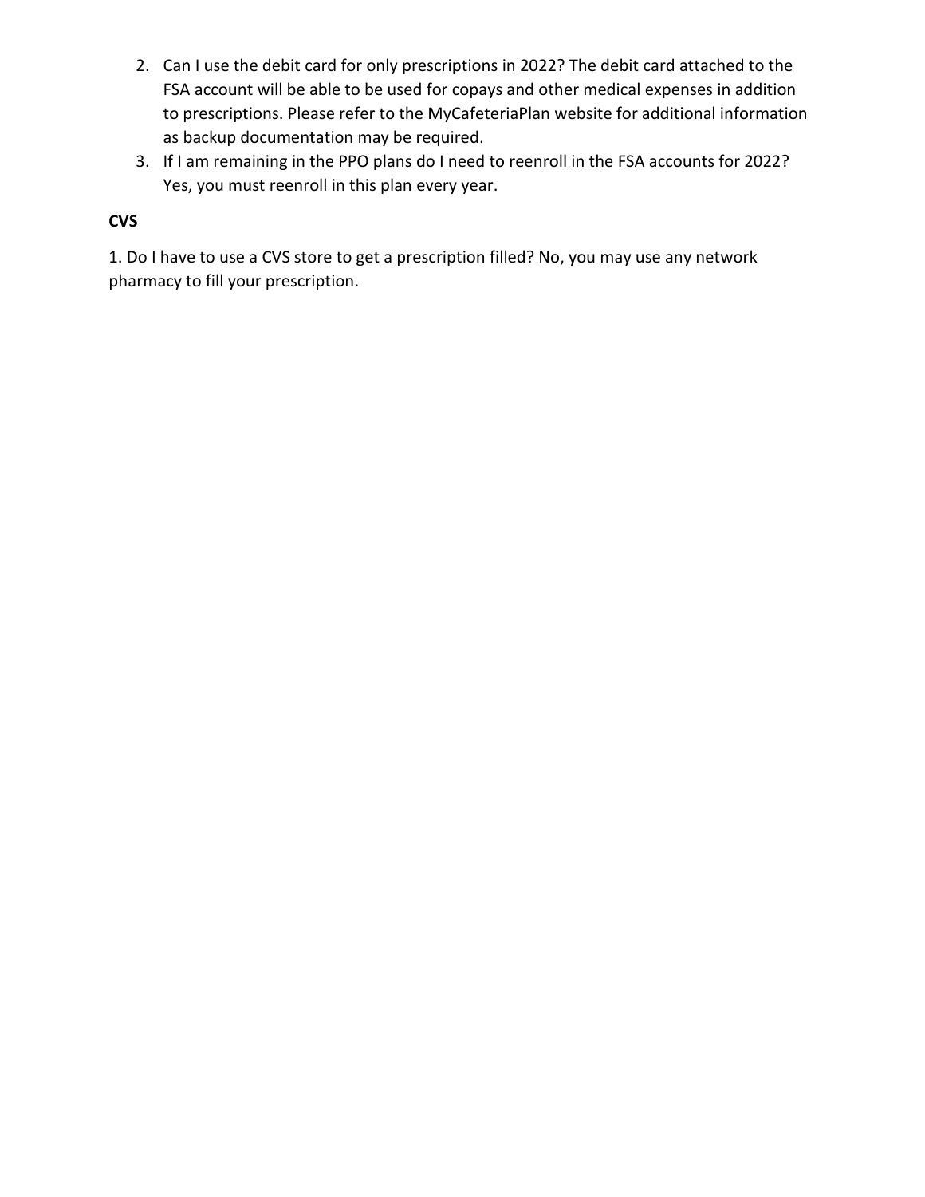2. Can I use the debit card for only prescriptions in 2022? The debit card attached to the FSA account will be able to be used for copays and other medical expenses in addition to prescriptions. Please refer to the MyCafeteriaPlan website for additional information as backup documentation may be required.
3. If I am remaining in the PPO plans do I need to reenroll in the FSA accounts for 2022? Yes, you must reenroll in this plan every year.

**CVS**

1. Do I have to use a CVS store to get a prescription filled? No, you may use any network pharmacy to fill your prescription.